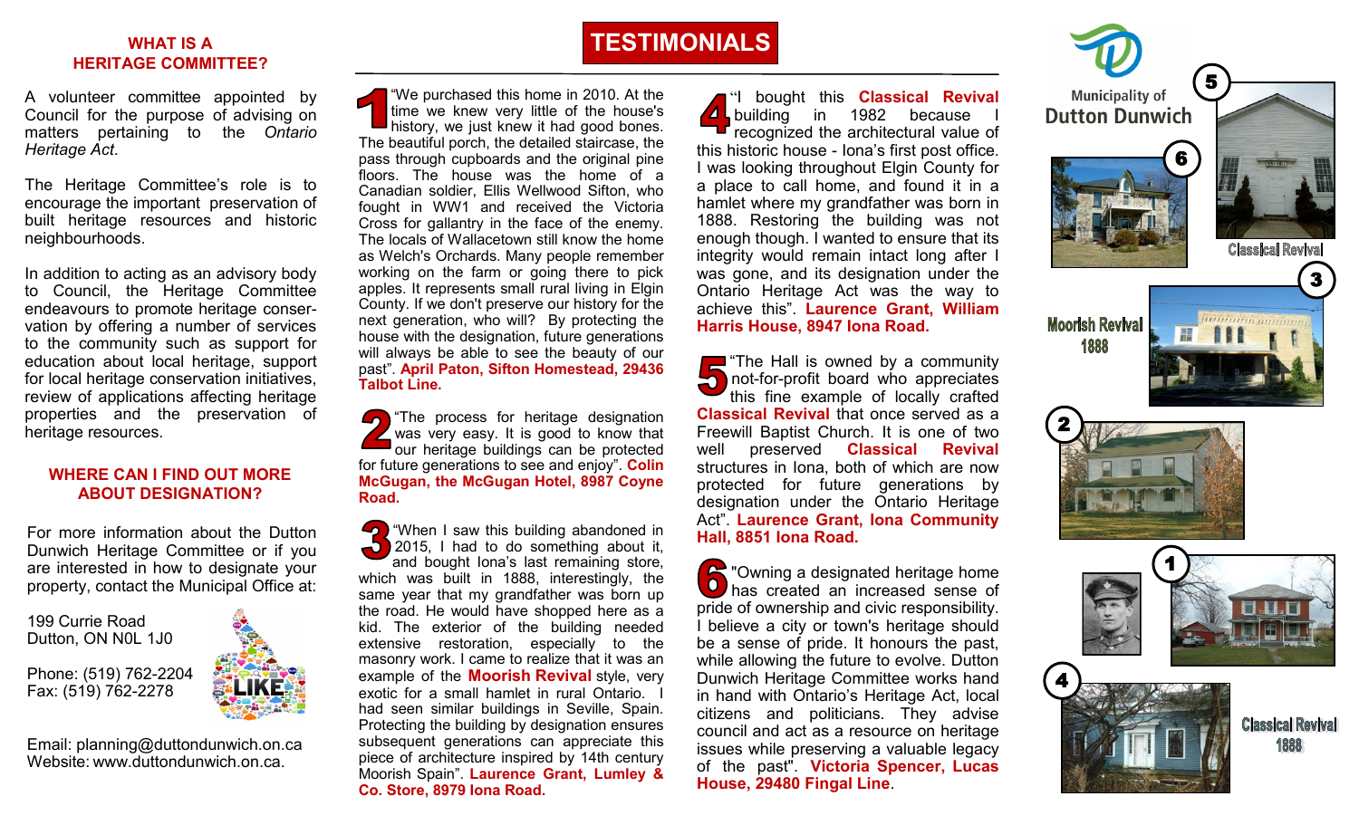## WHAT IS A HERITAGE COMMITTEE?

A volunteer committee appointed by Council for the purpose of advising on matters pertaining to the *Ontario Heritage Act*.

The Heritage Committee's role is to encourage the important preservation of built heritage resources and historic neighbourhoods.

In addition to acting as an advisory body to Council, the Heritage Committee endeavours to promote heritage conservation by offering a number of services to the community such as support for education about local heritage, support for local heritage conservation initiatives, review of applications affecting heritage properties and the preservation of heritage resources.

## WHERE CAN I FIND OUT MORE ABOUT DESIGNATION?

For more information about the Dutton Dunwich Heritage Committee or if you are interested in how to designate your property, contact the Municipal Office at:

199 Currie Road
Dutton, ON N0L 1J0

Phone: (519) 762-2204
Fax: (519) 762-2278

Email: planning@duttondunwich.on.ca
Website: www.duttondunwich.on.ca.

# TESTIMONIALS

**1** "We purchased this home in 2010. At the time we knew very little of the house's history, we just knew it had good bones. The beautiful porch, the detailed staircase, the pass through cupboards and the original pine floors. The house was the home of a Canadian soldier, Ellis Wellwood Sifton, who fought in WW1 and received the Victoria Cross for gallantry in the face of the enemy. The locals of Wallacetown still know the home as Welch's Orchards. Many people remember working on the farm or going there to pick apples. It represents small rural living in Elgin County. If we don't preserve our history for the next generation, who will? By protecting the house with the designation, future generations will always be able to see the beauty of our past". **April Paton, Sifton Homestead, 29436 Talbot Line.**

**2** "The process for heritage designation was very easy. It is good to know that our heritage buildings can be protected for future generations to see and enjoy". **Colin McGugan, the McGugan Hotel, 8987 Coyne Road.**

**3** "When I saw this building abandoned in 2015, I had to do something about it, and bought Iona's last remaining store, which was built in 1888, interestingly, the same year that my grandfather was born up the road. He would have shopped here as a kid. The exterior of the building needed extensive restoration, especially to the masonry work. I came to realize that it was an example of the **Moorish Revival** style, very exotic for a small hamlet in rural Ontario. I had seen similar buildings in Seville, Spain. Protecting the building by designation ensures subsequent generations can appreciate this piece of architecture inspired by 14th century Moorish Spain". **Laurence Grant, Lumley & Co. Store, 8979 Iona Road.**

**4** "I bought this **Classical Revival** building in 1982 because I recognized the architectural value of this historic house - Iona's first post office. I was looking throughout Elgin County for a place to call home, and found it in a hamlet where my grandfather was born in 1888. Restoring the building was not enough though. I wanted to ensure that its integrity would remain intact long after I was gone, and its designation under the Ontario Heritage Act was the way to achieve this". **Laurence Grant, William Harris House, 8947 Iona Road.**

**5** "The Hall is owned by a community not-for-profit board who appreciates this fine example of locally crafted **Classical Revival** that once served as a Freewill Baptist Church. It is one of two well preserved **Classical Revival** structures in Iona, both of which are now protected for future generations by designation under the Ontario Heritage Act". **Laurence Grant, Iona Community Hall, 8851 Iona Road.**

**6** "Owning a designated heritage home has created an increased sense of pride of ownership and civic responsibility. I believe a city or town's heritage should be a sense of pride. It honours the past, while allowing the future to evolve. Dutton Dunwich Heritage Committee works hand in hand with Ontario's Heritage Act, local citizens and politicians. They advise council and act as a resource on heritage issues while preserving a valuable legacy of the past". **Victoria Spencer, Lucas House, 29480 Fingal Line**.

Municipality of Dutton Dunwich

Classical Revival

Moorish Revival 1888

Classical Revival 1888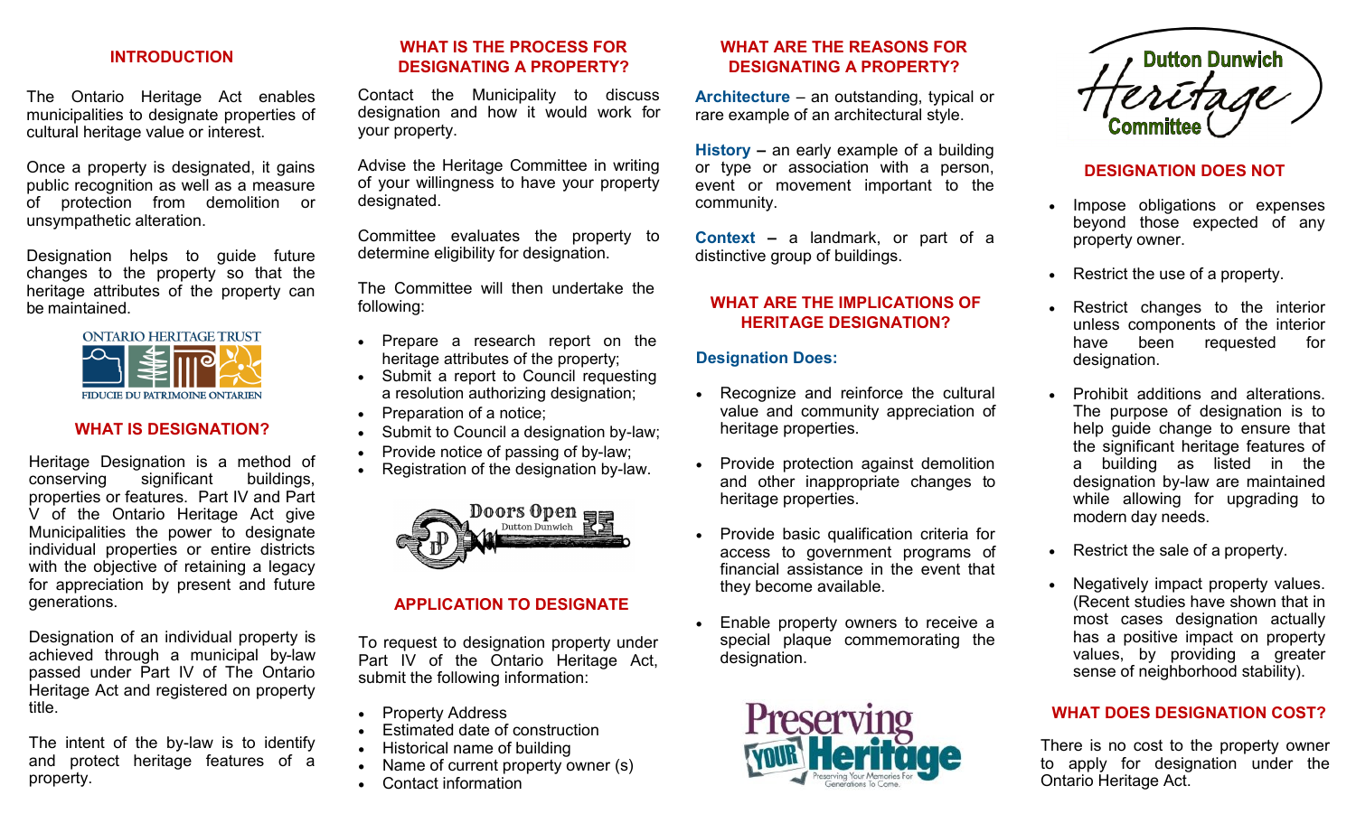## INTRODUCTION

The Ontario Heritage Act enables municipalities to designate properties of cultural heritage value or interest.

Once a property is designated, it gains public recognition as well as a measure of protection from demolition or unsympathetic alteration.

Designation helps to guide future changes to the property so that the heritage attributes of the property can be maintained.

ONTARIO HERITAGE TRUST

FIDUCIE DU PATRIMOINE ONTARIEN

## WHAT IS DESIGNATION?

Heritage Designation is a method of conserving significant buildings, properties or features. Part IV and Part V of the Ontario Heritage Act give Municipalities the power to designate individual properties or entire districts with the objective of retaining a legacy for appreciation by present and future generations.

Designation of an individual property is achieved through a municipal by-law passed under Part IV of The Ontario Heritage Act and registered on property title.

The intent of the by-law is to identify and protect heritage features of a property.

## WHAT IS THE PROCESS FOR DESIGNATING A PROPERTY?

Contact the Municipality to discuss designation and how it would work for your property.

Advise the Heritage Committee in writing of your willingness to have your property designated.

Committee evaluates the property to determine eligibility for designation.

The Committee will then undertake the following:

- Prepare a research report on the heritage attributes of the property;
- Submit a report to Council requesting a resolution authorizing designation;
- Preparation of a notice;
- Submit to Council a designation by-law;
- Provide notice of passing of by-law;
- Registration of the designation by-law.

Doors Open Dutton Dunwich

## APPLICATION TO DESIGNATE

To request to designation property under Part IV of the Ontario Heritage Act, submit the following information:

- Property Address
- Estimated date of construction
- Historical name of building
- Name of current property owner (s)
- Contact information

## WHAT ARE THE REASONS FOR DESIGNATING A PROPERTY?

**Architecture** – an outstanding, typical or rare example of an architectural style.

**History –** an early example of a building or type or association with a person, event or movement important to the community.

**Context –** a landmark, or part of a distinctive group of buildings.

## WHAT ARE THE IMPLICATIONS OF HERITAGE DESIGNATION?

### Designation Does:

- Recognize and reinforce the cultural value and community appreciation of heritage properties.
- Provide protection against demolition and other inappropriate changes to heritage properties.
- Provide basic qualification criteria for access to government programs of financial assistance in the event that they become available.
- Enable property owners to receive a special plaque commemorating the designation.

Preserving YOUR Heritage

Preserving Your Memories For Generations To Come.

Dutton Dunwich Heritage Committee

## DESIGNATION DOES NOT

- Impose obligations or expenses beyond those expected of any property owner.
- Restrict the use of a property.
- Restrict changes to the interior unless components of the interior have been requested for designation.
- Prohibit additions and alterations. The purpose of designation is to help guide change to ensure that the significant heritage features of a building as listed in the designation by-law are maintained while allowing for upgrading to modern day needs.
- Restrict the sale of a property.
- Negatively impact property values. (Recent studies have shown that in most cases designation actually has a positive impact on property values, by providing a greater sense of neighborhood stability).

## WHAT DOES DESIGNATION COST?

There is no cost to the property owner to apply for designation under the Ontario Heritage Act.